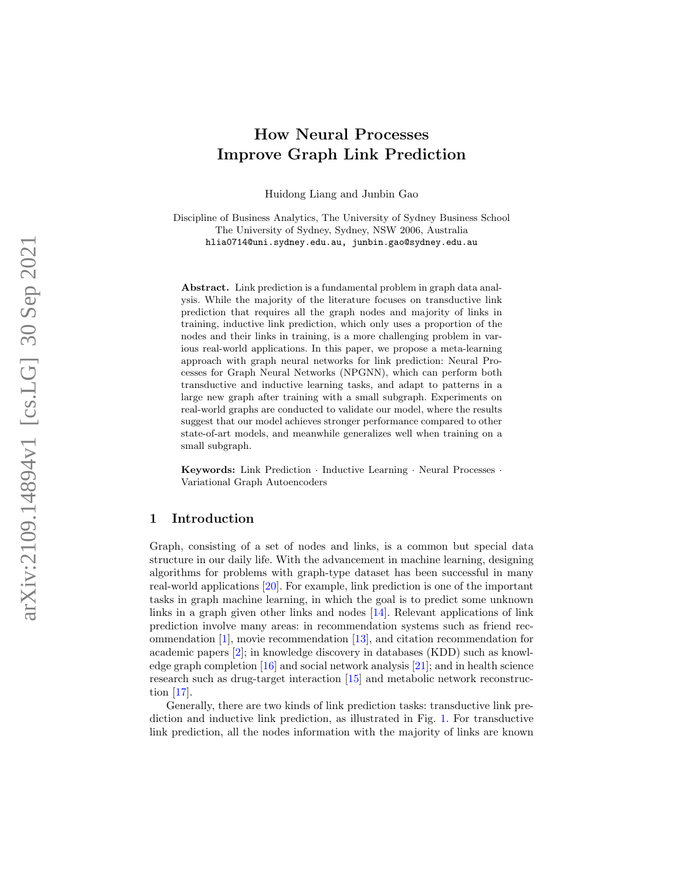# How Neural Processes Improve Graph Link Prediction

Huidong Liang and Junbin Gao

Discipline of Business Analytics, The University of Sydney Business School
The University of Sydney, Sydney, NSW 2006, Australia
hlia0714@uni.sydney.edu.au, junbin.gao@sydney.edu.au

**Abstract.** Link prediction is a fundamental problem in graph data analysis. While the majority of the literature focuses on transductive link prediction that requires all the graph nodes and majority of links in training, inductive link prediction, which only uses a proportion of the nodes and their links in training, is a more challenging problem in various real-world applications. In this paper, we propose a meta-learning approach with graph neural networks for link prediction: Neural Processes for Graph Neural Networks (NPGNN), which can perform both transductive and inductive learning tasks, and adapt to patterns in a large new graph after training with a small subgraph. Experiments on real-world graphs are conducted to validate our model, where the results suggest that our model achieves stronger performance compared to other state-of-art models, and meanwhile generalizes well when training on a small subgraph.

**Keywords:** Link Prediction · Inductive Learning · Neural Processes · Variational Graph Autoencoders

## 1 Introduction

Graph, consisting of a set of nodes and links, is a common but special data structure in our daily life. With the advancement in machine learning, designing algorithms for problems with graph-type dataset has been successful in many real-world applications [20]. For example, link prediction is one of the important tasks in graph machine learning, in which the goal is to predict some unknown links in a graph given other links and nodes [14]. Relevant applications of link prediction involve many areas: in recommendation systems such as friend recommendation [1], movie recommendation [13], and citation recommendation for academic papers [2]; in knowledge discovery in databases (KDD) such as knowledge graph completion [16] and social network analysis [21]; and in health science research such as drug-target interaction [15] and metabolic network reconstruction [17].

Generally, there are two kinds of link prediction tasks: transductive link prediction and inductive link prediction, as illustrated in Fig. 1. For transductive link prediction, all the nodes information with the majority of links are known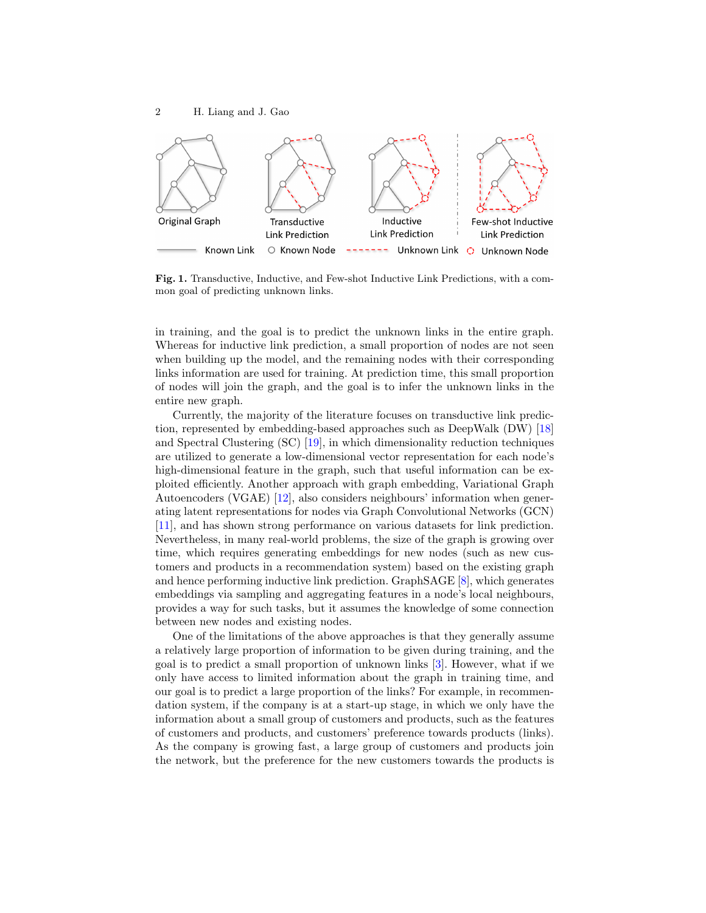Fig. 1. Transductive, Inductive, and Few-shot Inductive Link Predictions, with a common goal of predicting unknown links.

in training, and the goal is to predict the unknown links in the entire graph. Whereas for inductive link prediction, a small proportion of nodes are not seen when building up the model, and the remaining nodes with their corresponding links information are used for training. At prediction time, this small proportion of nodes will join the graph, and the goal is to infer the unknown links in the entire new graph.

Currently, the majority of the literature focuses on transductive link prediction, represented by embedding-based approaches such as DeepWalk (DW) [18] and Spectral Clustering (SC) [19], in which dimensionality reduction techniques are utilized to generate a low-dimensional vector representation for each node's high-dimensional feature in the graph, such that useful information can be exploited efficiently. Another approach with graph embedding, Variational Graph Autoencoders (VGAE) [12], also considers neighbours' information when generating latent representations for nodes via Graph Convolutional Networks (GCN) [11], and has shown strong performance on various datasets for link prediction. Nevertheless, in many real-world problems, the size of the graph is growing over time, which requires generating embeddings for new nodes (such as new customers and products in a recommendation system) based on the existing graph and hence performing inductive link prediction. GraphSAGE [8], which generates embeddings via sampling and aggregating features in a node's local neighbours, provides a way for such tasks, but it assumes the knowledge of some connection between new nodes and existing nodes.

One of the limitations of the above approaches is that they generally assume a relatively large proportion of information to be given during training, and the goal is to predict a small proportion of unknown links [3]. However, what if we only have access to limited information about the graph in training time, and our goal is to predict a large proportion of the links? For example, in recommendation system, if the company is at a start-up stage, in which we only have the information about a small group of customers and products, such as the features of customers and products, and customers' preference towards products (links). As the company is growing fast, a large group of customers and products join the network, but the preference for the new customers towards the products is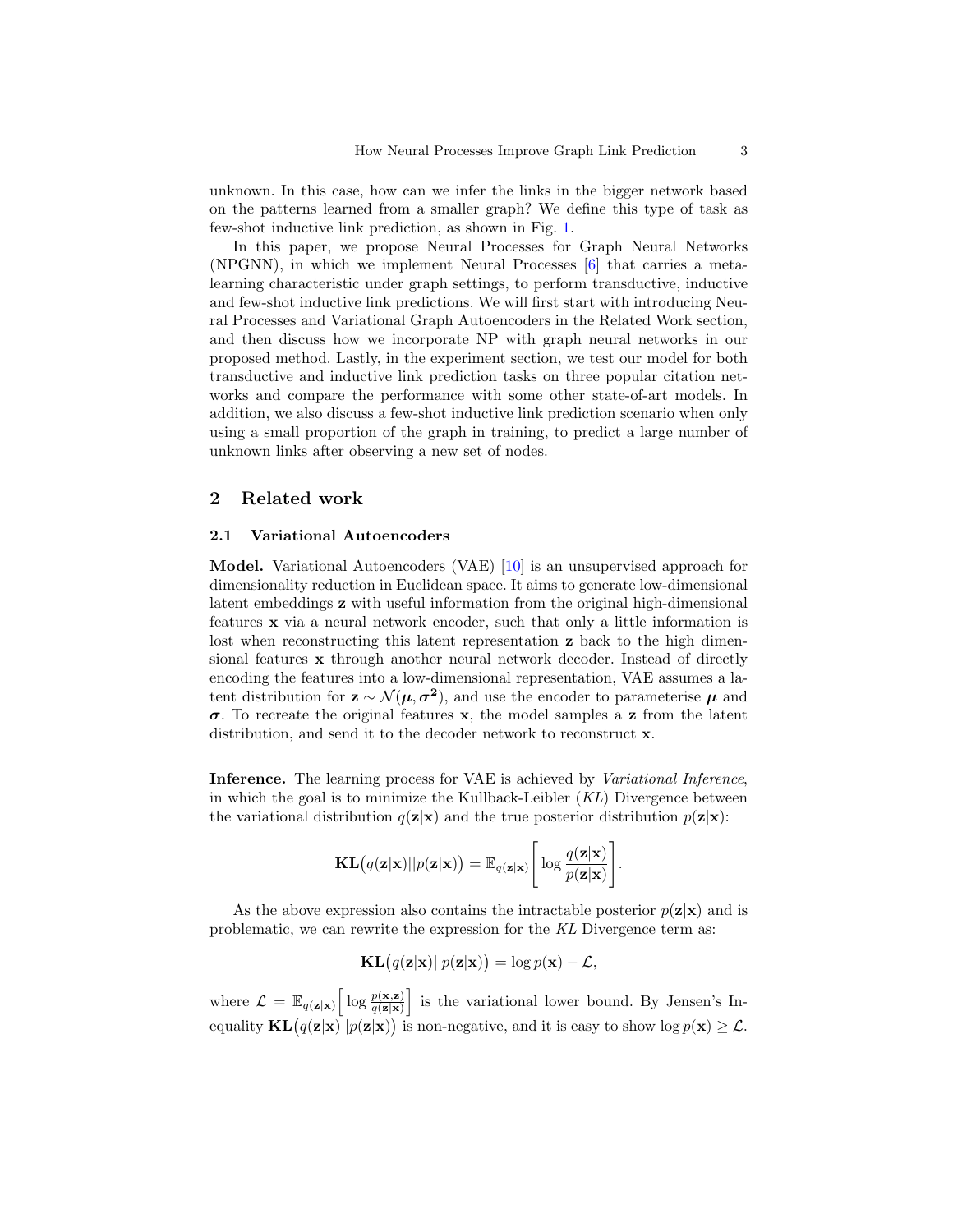unknown. In this case, how can we infer the links in the bigger network based on the patterns learned from a smaller graph? We define this type of task as few-shot inductive link prediction, as shown in Fig. 1.

In this paper, we propose Neural Processes for Graph Neural Networks (NPGNN), in which we implement Neural Processes [6] that carries a meta-learning characteristic under graph settings, to perform transductive, inductive and few-shot inductive link predictions. We will first start with introducing Neural Processes and Variational Graph Autoencoders in the Related Work section, and then discuss how we incorporate NP with graph neural networks in our proposed method. Lastly, in the experiment section, we test our model for both transductive and inductive link prediction tasks on three popular citation networks and compare the performance with some other state-of-art models. In addition, we also discuss a few-shot inductive link prediction scenario when only using a small proportion of the graph in training, to predict a large number of unknown links after observing a new set of nodes.

## 2 Related work

### 2.1 Variational Autoencoders

**Model.** Variational Autoencoders (VAE) [10] is an unsupervised approach for dimensionality reduction in Euclidean space. It aims to generate low-dimensional latent embeddings $\mathbf{z}$ with useful information from the original high-dimensional features $\mathbf{x}$ via a neural network encoder, such that only a little information is lost when reconstructing this latent representation $\mathbf{z}$ back to the high dimensional features $\mathbf{x}$ through another neural network decoder. Instead of directly encoding the features into a low-dimensional representation, VAE assumes a latent distribution for $\mathbf{z} \sim \mathcal{N}(\boldsymbol{\mu}, \boldsymbol{\sigma^2})$, and use the encoder to parameterise $\boldsymbol{\mu}$ and $\boldsymbol{\sigma}$. To recreate the original features $\mathbf{x}$, the model samples a $\mathbf{z}$ from the latent distribution, and send it to the decoder network to reconstruct $\mathbf{x}$.

**Inference.** The learning process for VAE is achieved by *Variational Inference*, in which the goal is to minimize the Kullback-Leibler (*KL*) Divergence between the variational distribution $q(\mathbf{z}|\mathbf{x})$ and the true posterior distribution $p(\mathbf{z}|\mathbf{x})$:

$$\mathbf{KL}\big(q(\mathbf{z}|\mathbf{x})||p(\mathbf{z}|\mathbf{x})\big) = \mathbb{E}_{q(\mathbf{z}|\mathbf{x})}\Bigg[\log \frac{q(\mathbf{z}|\mathbf{x})}{p(\mathbf{z}|\mathbf{x})}\Bigg].$$

As the above expression also contains the intractable posterior $p(\mathbf{z}|\mathbf{x})$ and is problematic, we can rewrite the expression for the *KL* Divergence term as:

$$\mathbf{KL}\big(q(\mathbf{z}|\mathbf{x})||p(\mathbf{z}|\mathbf{x})\big) = \log p(\mathbf{x}) - \mathcal{L},$$

where $\mathcal{L} = \mathbb{E}_{q(\mathbf{z}|\mathbf{x})}\Big[\log \frac{p(\mathbf{x},\mathbf{z})}{q(\mathbf{z}|\mathbf{x})}\Big]$ is the variational lower bound. By Jensen's Inequality $\mathbf{KL}\big(q(\mathbf{z}|\mathbf{x})||p(\mathbf{z}|\mathbf{x})\big)$ is non-negative, and it is easy to show $\log p(\mathbf{x}) \geq \mathcal{L}$.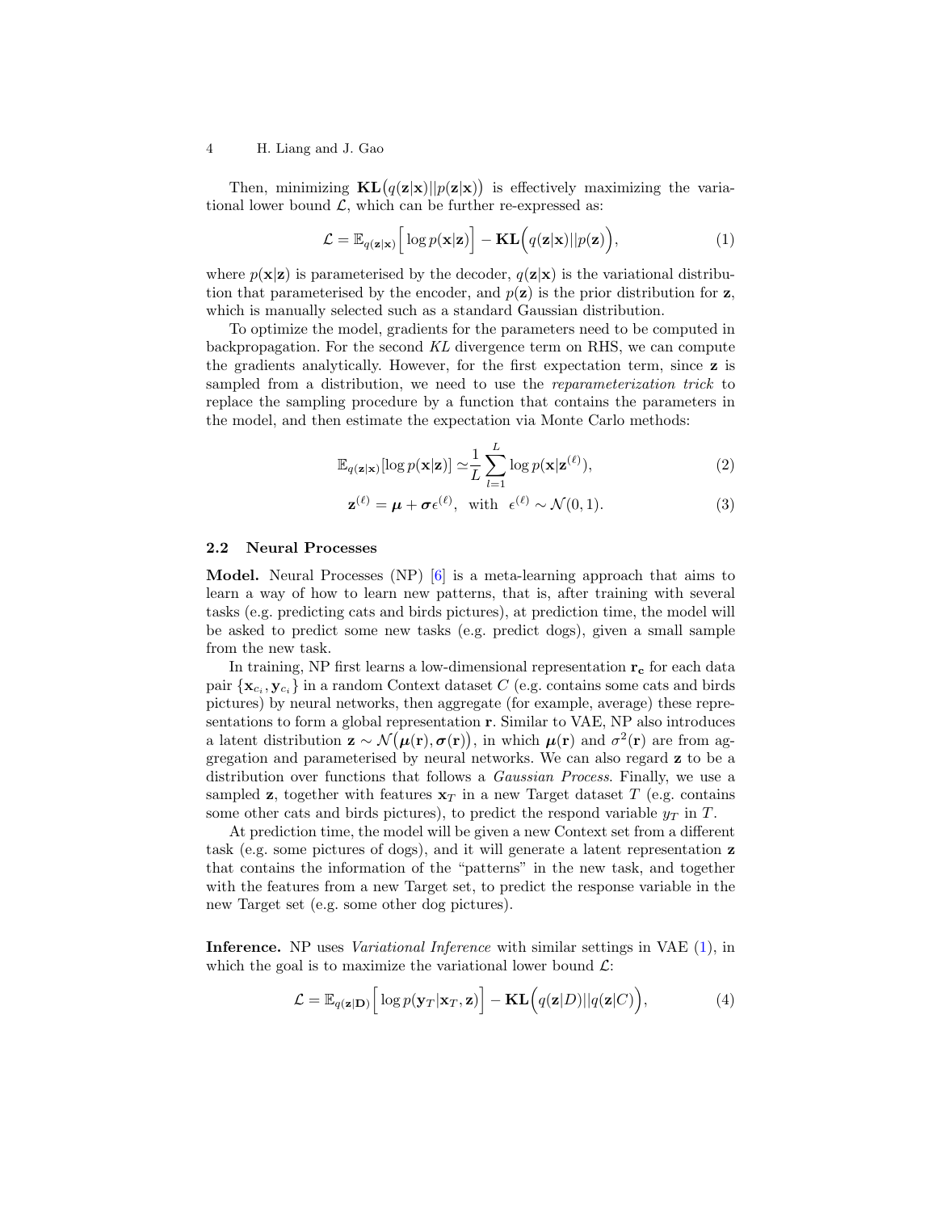Then, minimizing $\mathbf{KL}\big(q(\mathbf{z}|\mathbf{x})||p(\mathbf{z}|\mathbf{x})\big)$ is effectively maximizing the variational lower bound $\mathcal{L}$, which can be further re-expressed as:

$$\mathcal{L} = \mathbb{E}_{q(\mathbf{z}|\mathbf{x})}\Big[\log p(\mathbf{x}|\mathbf{z})\Big] - \mathbf{KL}\Big(q(\mathbf{z}|\mathbf{x})||p(\mathbf{z})\Big), \tag{1}$$

where $p(\mathbf{x}|\mathbf{z})$ is parameterised by the decoder, $q(\mathbf{z}|\mathbf{x})$ is the variational distribution that parameterised by the encoder, and $p(\mathbf{z})$ is the prior distribution for $\mathbf{z}$, which is manually selected such as a standard Gaussian distribution.

To optimize the model, gradients for the parameters need to be computed in backpropagation. For the second *KL* divergence term on RHS, we can compute the gradients analytically. However, for the first expectation term, since $\mathbf{z}$ is sampled from a distribution, we need to use the *reparameterization trick* to replace the sampling procedure by a function that contains the parameters in the model, and then estimate the expectation via Monte Carlo methods:

$$\mathbb{E}_{q(\mathbf{z}|\mathbf{x})}[\log p(\mathbf{x}|\mathbf{z})] \simeq \frac{1}{L}\sum_{l=1}^{L} \log p(\mathbf{x}|\mathbf{z}^{(\ell)}), \tag{2}$$

$$\mathbf{z}^{(\ell)} = \boldsymbol{\mu} + \boldsymbol{\sigma}\epsilon^{(\ell)}, \text{ with } \epsilon^{(\ell)} \sim \mathcal{N}(0, 1). \tag{3}$$

### 2.2 Neural Processes

**Model.** Neural Processes (NP) [6] is a meta-learning approach that aims to learn a way of how to learn new patterns, that is, after training with several tasks (e.g. predicting cats and birds pictures), at prediction time, the model will be asked to predict some new tasks (e.g. predict dogs), given a small sample from the new task.

In training, NP first learns a low-dimensional representation $\mathbf{r_c}$ for each data pair $\{\mathbf{x}_{c_i}, \mathbf{y}_{c_i}\}$ in a random Context dataset $C$ (e.g. contains some cats and birds pictures) by neural networks, then aggregate (for example, average) these representations to form a global representation $\mathbf{r}$. Similar to VAE, NP also introduces a latent distribution $\mathbf{z} \sim \mathcal{N}\big(\boldsymbol{\mu}(\mathbf{r}), \boldsymbol{\sigma}(\mathbf{r})\big)$, in which $\boldsymbol{\mu}(\mathbf{r})$ and $\sigma^2(\mathbf{r})$ are from aggregation and parameterised by neural networks. We can also regard $\mathbf{z}$ to be a distribution over functions that follows a *Gaussian Process*. Finally, we use a sampled $\mathbf{z}$, together with features $\mathbf{x}_T$ in a new Target dataset $T$ (e.g. contains some other cats and birds pictures), to predict the respond variable $y_T$ in $T$.

At prediction time, the model will be given a new Context set from a different task (e.g. some pictures of dogs), and it will generate a latent representation $\mathbf{z}$ that contains the information of the "patterns" in the new task, and together with the features from a new Target set, to predict the response variable in the new Target set (e.g. some other dog pictures).

**Inference.** NP uses *Variational Inference* with similar settings in VAE (1), in which the goal is to maximize the variational lower bound $\mathcal{L}$:

$$\mathcal{L} = \mathbb{E}_{q(\mathbf{z}|\mathbf{D})}\Big[\log p(\mathbf{y}_T|\mathbf{x}_T, \mathbf{z})\Big] - \mathbf{KL}\Big(q(\mathbf{z}|D)||q(\mathbf{z}|C)\Big), \tag{4}$$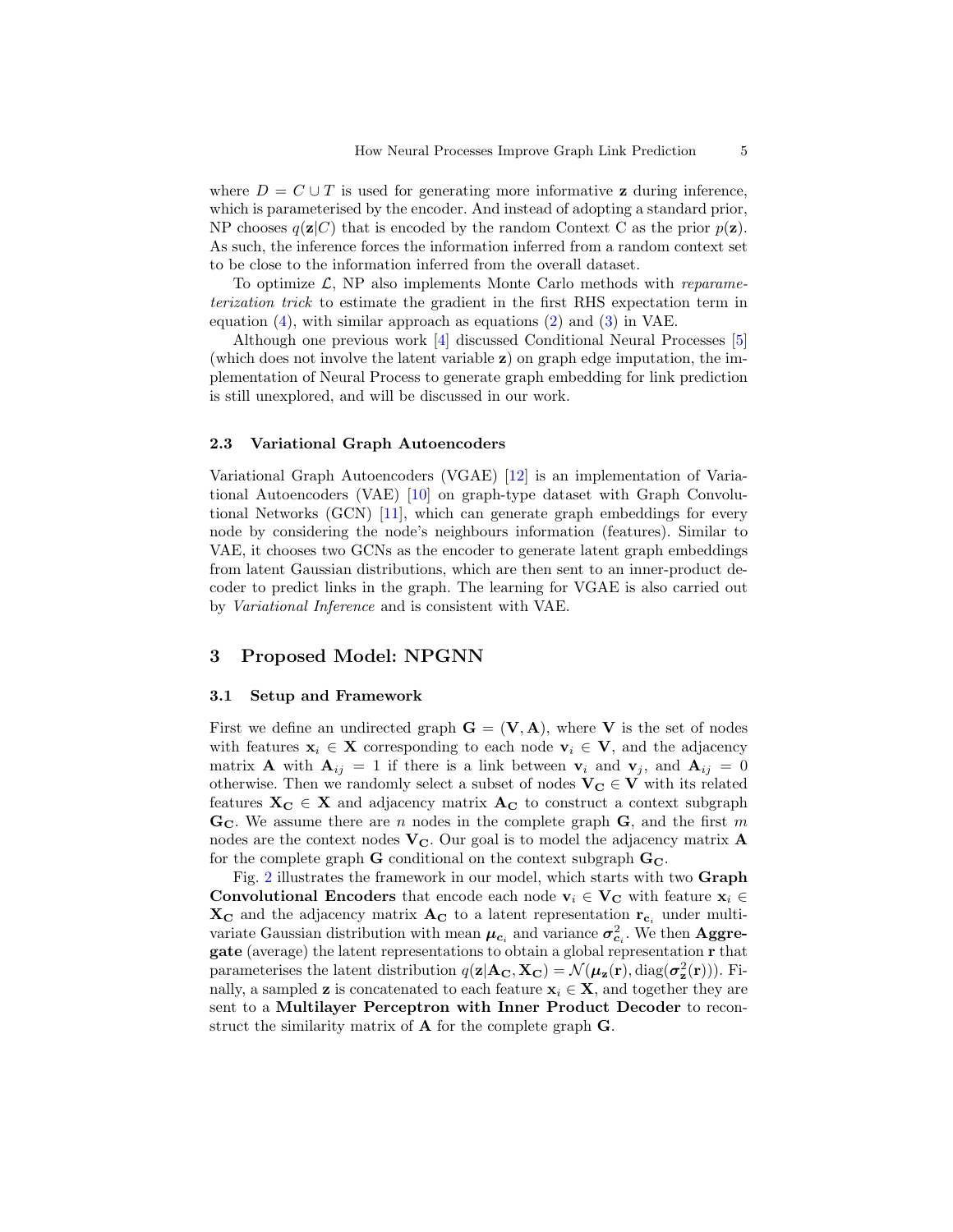where $D = C \cup T$ is used for generating more informative $\mathbf{z}$ during inference, which is parameterised by the encoder. And instead of adopting a standard prior, NP chooses $q(\mathbf{z}|C)$ that is encoded by the random Context C as the prior $p(\mathbf{z})$. As such, the inference forces the information inferred from a random context set to be close to the information inferred from the overall dataset.

To optimize $\mathcal{L}$, NP also implements Monte Carlo methods with *reparameterization trick* to estimate the gradient in the first RHS expectation term in equation (4), with similar approach as equations (2) and (3) in VAE.

Although one previous work [4] discussed Conditional Neural Processes [5] (which does not involve the latent variable $\mathbf{z}$) on graph edge imputation, the implementation of Neural Process to generate graph embedding for link prediction is still unexplored, and will be discussed in our work.

### 2.3 Variational Graph Autoencoders

Variational Graph Autoencoders (VGAE) [12] is an implementation of Variational Autoencoders (VAE) [10] on graph-type dataset with Graph Convolutional Networks (GCN) [11], which can generate graph embeddings for every node by considering the node's neighbours information (features). Similar to VAE, it chooses two GCNs as the encoder to generate latent graph embeddings from latent Gaussian distributions, which are then sent to an inner-product decoder to predict links in the graph. The learning for VGAE is also carried out by *Variational Inference* and is consistent with VAE.

## 3 Proposed Model: NPGNN

### 3.1 Setup and Framework

First we define an undirected graph $\mathbf{G} = (\mathbf{V}, \mathbf{A})$, where $\mathbf{V}$ is the set of nodes with features $\mathbf{x}_i \in \mathbf{X}$ corresponding to each node $\mathbf{v}_i \in \mathbf{V}$, and the adjacency matrix $\mathbf{A}$ with $\mathbf{A}_{ij} = 1$ if there is a link between $\mathbf{v}_i$ and $\mathbf{v}_j$, and $\mathbf{A}_{ij} = 0$ otherwise. Then we randomly select a subset of nodes $\mathbf{V_C} \in \mathbf{V}$ with its related features $\mathbf{X_C} \in \mathbf{X}$ and adjacency matrix $\mathbf{A_C}$ to construct a context subgraph $\mathbf{G_C}$. We assume there are $n$ nodes in the complete graph $\mathbf{G}$, and the first $m$ nodes are the context nodes $\mathbf{V_C}$. Our goal is to model the adjacency matrix $\mathbf{A}$ for the complete graph $\mathbf{G}$ conditional on the context subgraph $\mathbf{G_C}$.

Fig. 2 illustrates the framework in our model, which starts with two **Graph Convolutional Encoders** that encode each node $\mathbf{v}_i \in \mathbf{V_C}$ with feature $\mathbf{x}_i \in \mathbf{X_C}$ and the adjacency matrix $\mathbf{A_C}$ to a latent representation $\mathbf{r}_{\mathbf{c}_i}$ under multivariate Gaussian distribution with mean $\boldsymbol{\mu}_{\mathbf{c}_i}$ and variance $\boldsymbol{\sigma}^2_{\mathbf{c}_i}$. We then **Aggregate** (average) the latent representations to obtain a global representation $\mathbf{r}$ that parameterises the latent distribution $q(\mathbf{z}|\mathbf{A_C}, \mathbf{X_C}) = \mathcal{N}(\boldsymbol{\mu}_{\mathbf{z}}(\mathbf{r}), \mathrm{diag}(\boldsymbol{\sigma}^2_{\mathbf{z}}(\mathbf{r})))$. Finally, a sampled $\mathbf{z}$ is concatenated to each feature $\mathbf{x}_i \in \mathbf{X}$, and together they are sent to a **Multilayer Perceptron with Inner Product Decoder** to reconstruct the similarity matrix of $\mathbf{A}$ for the complete graph $\mathbf{G}$.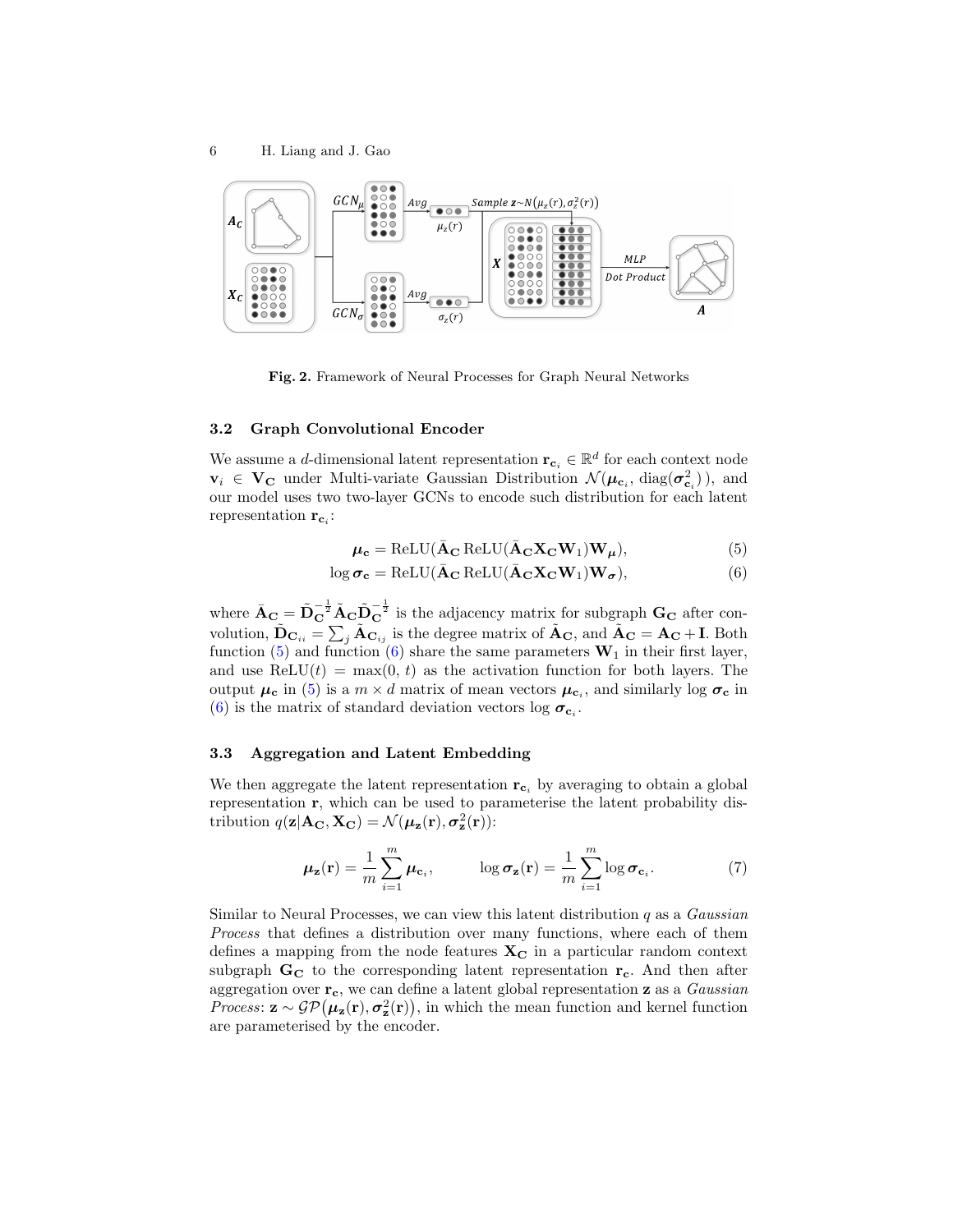Fig. 2. Framework of Neural Processes for Graph Neural Networks

### 3.2 Graph Convolutional Encoder

We assume a $d$-dimensional latent representation $\mathbf{r}_{\mathbf{c}_i} \in \mathbb{R}^d$ for each context node $\mathbf{v}_i \in \mathbf{V_C}$ under Multi-variate Gaussian Distribution $\mathcal{N}(\boldsymbol{\mu}_{\mathbf{c}_i}, \operatorname{diag}(\boldsymbol{\sigma}^2_{\mathbf{c}_i}))$, and our model uses two two-layer GCNs to encode such distribution for each latent representation $\mathbf{r}_{\mathbf{c}_i}$:

$$\boldsymbol{\mu}_{\mathbf{c}} = \operatorname{ReLU}(\bar{\mathbf{A}}_{\mathbf{C}} \operatorname{ReLU}(\bar{\mathbf{A}}_{\mathbf{C}} \mathbf{X_C} \mathbf{W}_1) \mathbf{W}_{\boldsymbol{\mu}}), \tag{5}$$

$$\log \boldsymbol{\sigma}_{\mathbf{c}} = \operatorname{ReLU}(\bar{\mathbf{A}}_{\mathbf{C}} \operatorname{ReLU}(\bar{\mathbf{A}}_{\mathbf{C}} \mathbf{X_C} \mathbf{W}_1) \mathbf{W}_{\boldsymbol{\sigma}}), \tag{6}$$

where $\bar{\mathbf{A}}_{\mathbf{C}} = \tilde{\mathbf{D}}_{\mathbf{C}}^{-\frac{1}{2}} \tilde{\mathbf{A}}_{\mathbf{C}} \tilde{\mathbf{D}}_{\mathbf{C}}^{-\frac{1}{2}}$ is the adjacency matrix for subgraph $\mathbf{G_C}$ after convolution, $\tilde{\mathbf{D}}_{\mathbf{C}_{ii}} = \sum_j \tilde{\mathbf{A}}_{\mathbf{C}_{ij}}$ is the degree matrix of $\tilde{\mathbf{A}}_{\mathbf{C}}$, and $\tilde{\mathbf{A}}_{\mathbf{C}} = \mathbf{A_C} + \mathbf{I}$. Both function (5) and function (6) share the same parameters $\mathbf{W}_1$ in their first layer, and use $\operatorname{ReLU}(t) = \max(0, t)$ as the activation function for both layers. The output $\boldsymbol{\mu}_{\mathbf{c}}$ in (5) is a $m \times d$ matrix of mean vectors $\boldsymbol{\mu}_{\mathbf{c}_i}$, and similarly $\log \boldsymbol{\sigma}_{\mathbf{c}}$ in (6) is the matrix of standard deviation vectors $\log \boldsymbol{\sigma}_{\mathbf{c}_i}$.

### 3.3 Aggregation and Latent Embedding

We then aggregate the latent representation $\mathbf{r}_{\mathbf{c}_i}$ by averaging to obtain a global representation $\mathbf{r}$, which can be used to parameterise the latent probability distribution $q(\mathbf{z}|\mathbf{A_C}, \mathbf{X_C}) = \mathcal{N}(\boldsymbol{\mu}_{\mathbf{z}}(\mathbf{r}), \boldsymbol{\sigma}^2_{\mathbf{z}}(\mathbf{r}))$:

$$\boldsymbol{\mu}_{\mathbf{z}}(\mathbf{r}) = \frac{1}{m} \sum_{i=1}^{m} \boldsymbol{\mu}_{\mathbf{c}_i}, \qquad \log \boldsymbol{\sigma}_{\mathbf{z}}(\mathbf{r}) = \frac{1}{m} \sum_{i=1}^{m} \log \boldsymbol{\sigma}_{\mathbf{c}_i}. \tag{7}$$

Similar to Neural Processes, we can view this latent distribution $q$ as a *Gaussian Process* that defines a distribution over many functions, where each of them defines a mapping from the node features $\mathbf{X_C}$ in a particular random context subgraph $\mathbf{G_C}$ to the corresponding latent representation $\mathbf{r_c}$. And then after aggregation over $\mathbf{r_c}$, we can define a latent global representation $\mathbf{z}$ as a *Gaussian Process*: $\mathbf{z} \sim \mathcal{GP}(\boldsymbol{\mu}_{\mathbf{z}}(\mathbf{r}), \boldsymbol{\sigma}^2_{\mathbf{z}}(\mathbf{r}))$, in which the mean function and kernel function are parameterised by the encoder.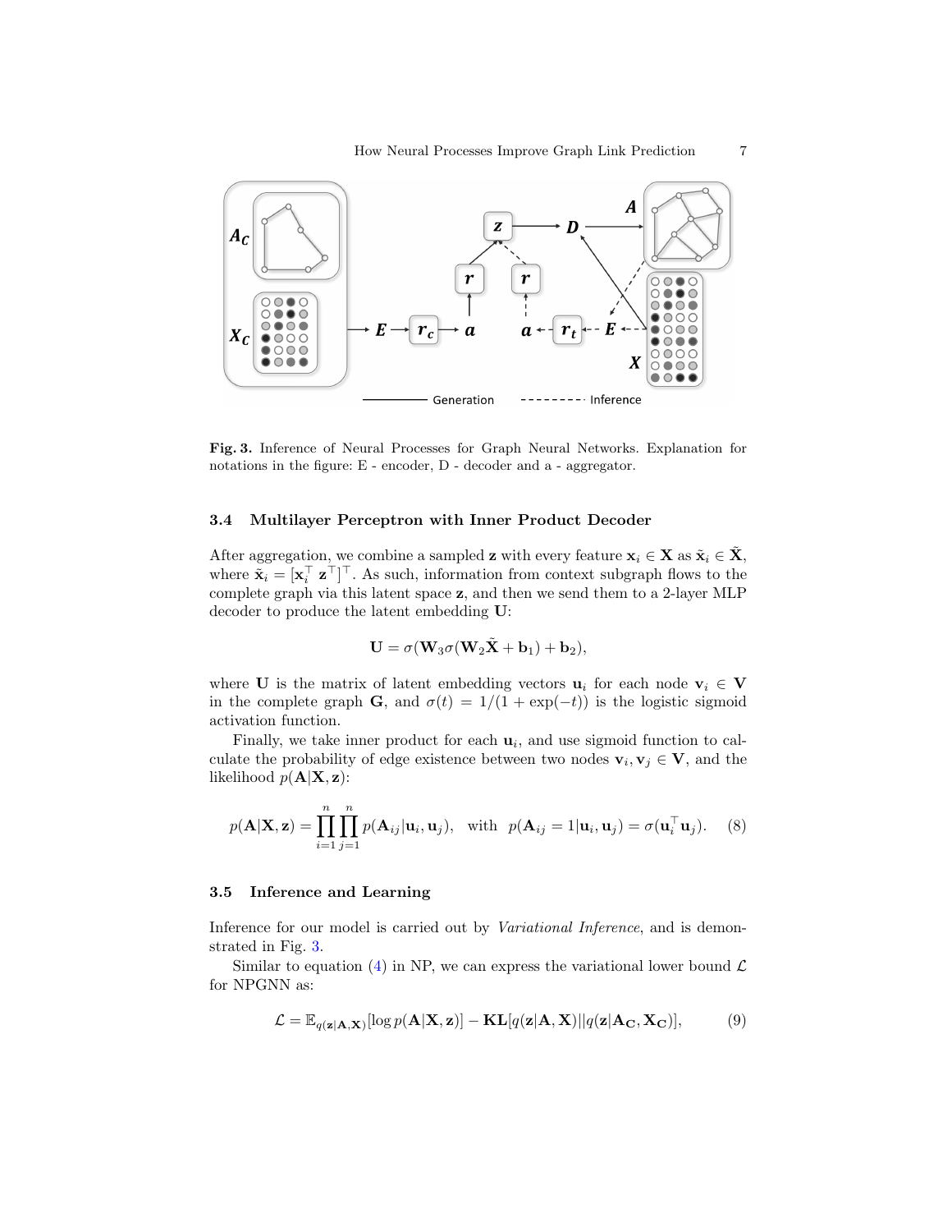**Fig. 3.** Inference of Neural Processes for Graph Neural Networks. Explanation for notations in the figure: E - encoder, D - decoder and a - aggregator.

### 3.4 Multilayer Perceptron with Inner Product Decoder

After aggregation, we combine a sampled $\mathbf{z}$ with every feature $\mathbf{x}_i \in \mathbf{X}$ as $\tilde{\mathbf{x}}_i \in \tilde{\mathbf{X}}$, where $\tilde{\mathbf{x}}_i = [\mathbf{x}_i^\top \ \mathbf{z}^\top]^\top$. As such, information from context subgraph flows to the complete graph via this latent space $\mathbf{z}$, and then we send them to a 2-layer MLP decoder to produce the latent embedding $\mathbf{U}$:

$$\mathbf{U} = \sigma(\mathbf{W}_3 \sigma(\mathbf{W}_2 \tilde{\mathbf{X}} + \mathbf{b}_1) + \mathbf{b}_2),$$

where $\mathbf{U}$ is the matrix of latent embedding vectors $\mathbf{u}_i$ for each node $\mathbf{v}_i \in \mathbf{V}$ in the complete graph $\mathbf{G}$, and $\sigma(t) = 1/(1 + \exp(-t))$ is the logistic sigmoid activation function.

Finally, we take inner product for each $\mathbf{u}_i$, and use sigmoid function to calculate the probability of edge existence between two nodes $\mathbf{v}_i, \mathbf{v}_j \in \mathbf{V}$, and the likelihood $p(\mathbf{A}|\mathbf{X}, \mathbf{z})$:

$$p(\mathbf{A}|\mathbf{X}, \mathbf{z}) = \prod_{i=1}^{n} \prod_{j=1}^{n} p(\mathbf{A}_{ij}|\mathbf{u}_i, \mathbf{u}_j), \quad \text{with} \quad p(\mathbf{A}_{ij} = 1|\mathbf{u}_i, \mathbf{u}_j) = \sigma(\mathbf{u}_i^\top \mathbf{u}_j). \tag{8}$$

### 3.5 Inference and Learning

Inference for our model is carried out by *Variational Inference*, and is demonstrated in Fig. 3.

Similar to equation (4) in NP, we can express the variational lower bound $\mathcal{L}$ for NPGNN as:

$$\mathcal{L} = \mathbb{E}_{q(\mathbf{z}|\mathbf{A},\mathbf{X})}[\log p(\mathbf{A}|\mathbf{X}, \mathbf{z})] - \mathbf{KL}[q(\mathbf{z}|\mathbf{A}, \mathbf{X})||q(\mathbf{z}|\mathbf{A_C}, \mathbf{X_C})], \tag{9}$$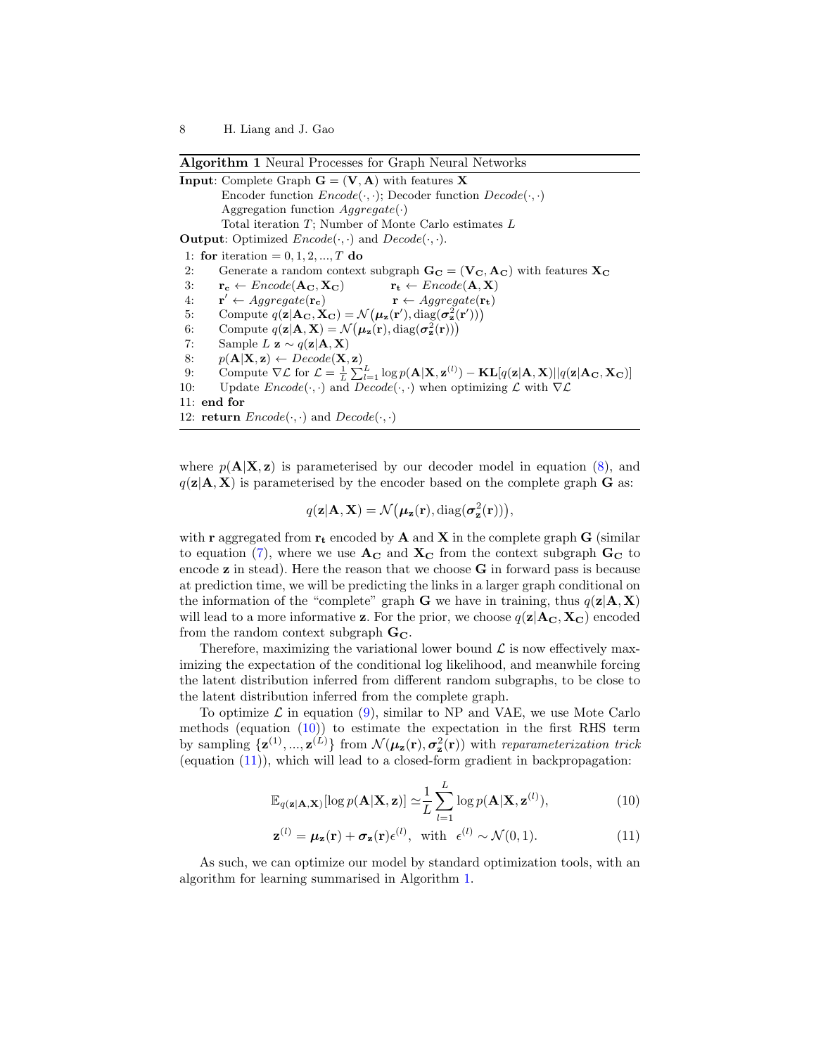**Algorithm 1** Neural Processes for Graph Neural Networks

**Input**: Complete Graph $\mathbf{G} = (\mathbf{V}, \mathbf{A})$ with features $\mathbf{X}$
Encoder function $Encode(\cdot, \cdot)$; Decoder function $Decode(\cdot, \cdot)$
Aggregation function $Aggregate(\cdot)$
Total iteration $T$; Number of Monte Carlo estimates $L$

**Output**: Optimized $Encode(\cdot, \cdot)$ and $Decode(\cdot, \cdot)$.

1: **for** iteration $= 0, 1, 2, ..., T$ **do**
2: Generate a random context subgraph $\mathbf{G_C} = (\mathbf{V_C}, \mathbf{A_C})$ with features $\mathbf{X_C}$
3: $\mathbf{r_c} \leftarrow Encode(\mathbf{A_C}, \mathbf{X_C})$ $\quad$ $\mathbf{r_t} \leftarrow Encode(\mathbf{A}, \mathbf{X})$
4: $\mathbf{r}' \leftarrow Aggregate(\mathbf{r_c})$ $\quad$ $\mathbf{r} \leftarrow Aggregate(\mathbf{r_t})$
5: Compute $q(\mathbf{z}|\mathbf{A_C}, \mathbf{X_C}) = \mathcal{N}\big(\boldsymbol{\mu}_\mathbf{z}(\mathbf{r}'), \mathrm{diag}(\boldsymbol{\sigma}^2_\mathbf{z}(\mathbf{r}'))\big)$
6: Compute $q(\mathbf{z}|\mathbf{A}, \mathbf{X}) = \mathcal{N}\big(\boldsymbol{\mu}_\mathbf{z}(\mathbf{r}), \mathrm{diag}(\boldsymbol{\sigma}^2_\mathbf{z}(\mathbf{r}))\big)$
7: Sample $L$ $\mathbf{z} \sim q(\mathbf{z}|\mathbf{A}, \mathbf{X})$
8: $p(\mathbf{A}|\mathbf{X}, \mathbf{z}) \leftarrow Decode(\mathbf{X}, \mathbf{z})$
9: Compute $\nabla\mathcal{L}$ for $\mathcal{L} = \frac{1}{L}\sum_{l=1}^{L} \log p(\mathbf{A}|\mathbf{X}, \mathbf{z}^{(l)}) - \mathbf{KL}[q(\mathbf{z}|\mathbf{A}, \mathbf{X})||q(\mathbf{z}|\mathbf{A_C}, \mathbf{X_C})]$
10: Update $Encode(\cdot, \cdot)$ and $Decode(\cdot, \cdot)$ when optimizing $\mathcal{L}$ with $\nabla\mathcal{L}$
11: **end for**
12: **return** $Encode(\cdot, \cdot)$ and $Decode(\cdot, \cdot)$

where $p(\mathbf{A}|\mathbf{X}, \mathbf{z})$ is parameterised by our decoder model in equation (8), and $q(\mathbf{z}|\mathbf{A}, \mathbf{X})$ is parameterised by the encoder based on the complete graph $\mathbf{G}$ as:

$$q(\mathbf{z}|\mathbf{A}, \mathbf{X}) = \mathcal{N}\big(\boldsymbol{\mu}_\mathbf{z}(\mathbf{r}), \mathrm{diag}(\boldsymbol{\sigma}^2_\mathbf{z}(\mathbf{r}))\big),$$

with $\mathbf{r}$ aggregated from $\mathbf{r_t}$ encoded by $\mathbf{A}$ and $\mathbf{X}$ in the complete graph $\mathbf{G}$ (similar to equation (7), where we use $\mathbf{A_C}$ and $\mathbf{X_C}$ from the context subgraph $\mathbf{G_C}$ to encode $\mathbf{z}$ in stead). Here the reason that we choose $\mathbf{G}$ in forward pass is because at prediction time, we will be predicting the links in a larger graph conditional on the information of the "complete" graph $\mathbf{G}$ we have in training, thus $q(\mathbf{z}|\mathbf{A}, \mathbf{X})$ will lead to a more informative $\mathbf{z}$. For the prior, we choose $q(\mathbf{z}|\mathbf{A_C}, \mathbf{X_C})$ encoded from the random context subgraph $\mathbf{G_C}$.

Therefore, maximizing the variational lower bound $\mathcal{L}$ is now effectively maximizing the expectation of the conditional log likelihood, and meanwhile forcing the latent distribution inferred from different random subgraphs, to be close to the latent distribution inferred from the complete graph.

To optimize $\mathcal{L}$ in equation (9), similar to NP and VAE, we use Mote Carlo methods (equation (10)) to estimate the expectation in the first RHS term by sampling $\{\mathbf{z}^{(1)}, ..., \mathbf{z}^{(L)}\}$ from $\mathcal{N}(\boldsymbol{\mu}_\mathbf{z}(\mathbf{r}), \boldsymbol{\sigma}^2_\mathbf{z}(\mathbf{r}))$ with *reparameterization trick* (equation (11)), which will lead to a closed-form gradient in backpropagation:

$$\mathbb{E}_{q(\mathbf{z}|\mathbf{A},\mathbf{X})}[\log p(\mathbf{A}|\mathbf{X}, \mathbf{z})] \simeq \frac{1}{L}\sum_{l=1}^{L} \log p(\mathbf{A}|\mathbf{X}, \mathbf{z}^{(l)}), \tag{10}$$

$$\mathbf{z}^{(l)} = \boldsymbol{\mu}_\mathbf{z}(\mathbf{r}) + \boldsymbol{\sigma}_\mathbf{z}(\mathbf{r})\epsilon^{(l)}, \text{ with } \epsilon^{(l)} \sim \mathcal{N}(0, 1). \tag{11}$$

As such, we can optimize our model by standard optimization tools, with an algorithm for learning summarised in Algorithm 1.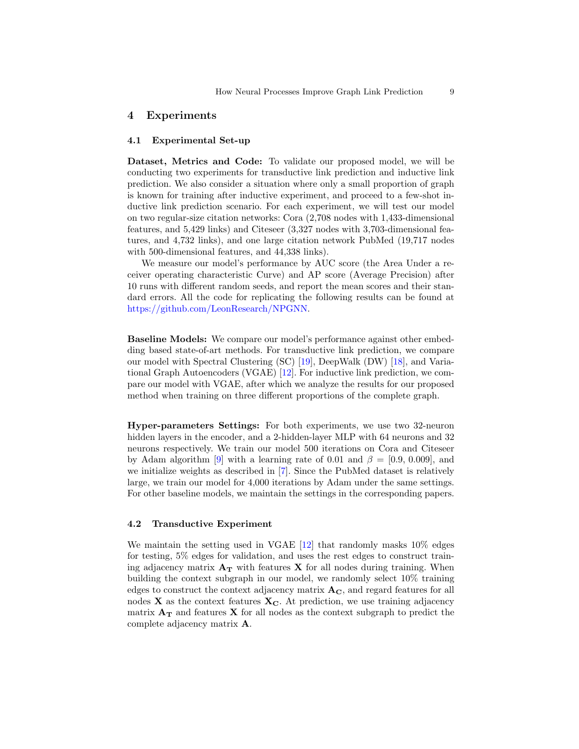## 4 Experiments

### 4.1 Experimental Set-up

**Dataset, Metrics and Code:** To validate our proposed model, we will be conducting two experiments for transductive link prediction and inductive link prediction. We also consider a situation where only a small proportion of graph is known for training after inductive experiment, and proceed to a few-shot inductive link prediction scenario. For each experiment, we will test our model on two regular-size citation networks: Cora (2,708 nodes with 1,433-dimensional features, and 5,429 links) and Citeseer (3,327 nodes with 3,703-dimensional features, and 4,732 links), and one large citation network PubMed (19,717 nodes with 500-dimensional features, and 44,338 links).

We measure our model's performance by AUC score (the Area Under a receiver operating characteristic Curve) and AP score (Average Precision) after 10 runs with different random seeds, and report the mean scores and their standard errors. All the code for replicating the following results can be found at https://github.com/LeonResearch/NPGNN.

**Baseline Models:** We compare our model's performance against other embedding based state-of-art methods. For transductive link prediction, we compare our model with Spectral Clustering (SC) [19], DeepWalk (DW) [18], and Variational Graph Autoencoders (VGAE) [12]. For inductive link prediction, we compare our model with VGAE, after which we analyze the results for our proposed method when training on three different proportions of the complete graph.

**Hyper-parameters Settings:** For both experiments, we use two 32-neuron hidden layers in the encoder, and a 2-hidden-layer MLP with 64 neurons and 32 neurons respectively. We train our model 500 iterations on Cora and Citeseer by Adam algorithm [9] with a learning rate of 0.01 and $\beta$ = [0.9, 0.009], and we initialize weights as described in [7]. Since the PubMed dataset is relatively large, we train our model for 4,000 iterations by Adam under the same settings. For other baseline models, we maintain the settings in the corresponding papers.

### 4.2 Transductive Experiment

We maintain the setting used in VGAE [12] that randomly masks 10% edges for testing, 5% edges for validation, and uses the rest edges to construct training adjacency matrix $\mathbf{A_T}$ with features $\mathbf{X}$ for all nodes during training. When building the context subgraph in our model, we randomly select 10% training edges to construct the context adjacency matrix $\mathbf{A_C}$, and regard features for all nodes $\mathbf{X}$ as the context features $\mathbf{X_C}$. At prediction, we use training adjacency matrix $\mathbf{A_T}$ and features $\mathbf{X}$ for all nodes as the context subgraph to predict the complete adjacency matrix $\mathbf{A}$.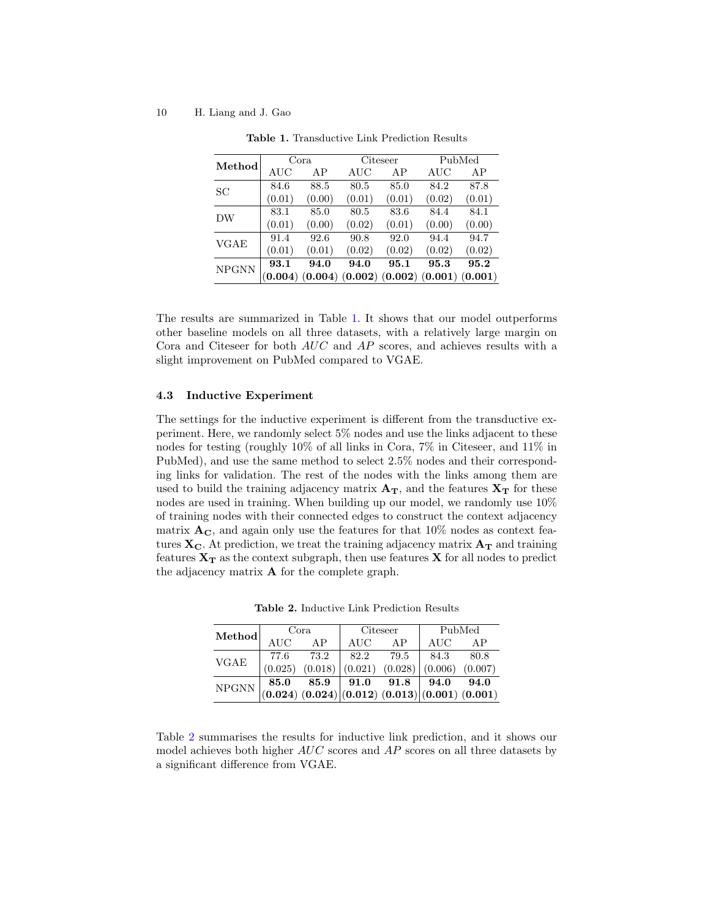**Table 1.** Transductive Link Prediction Results

| **Method** | Cora | | Citeseer | | PubMed | |
|---|---|---|---|---|---|---|
| | AUC | AP | AUC | AP | AUC | AP |
| SC | 84.6 (0.01) | 88.5 (0.00) | 80.5 (0.01) | 85.0 (0.01) | 84.2 (0.02) | 87.8 (0.01) |
| DW | 83.1 (0.01) | 85.0 (0.00) | 80.5 (0.02) | 83.6 (0.01) | 84.4 (0.00) | 84.1 (0.00) |
| VGAE | 91.4 (0.01) | 92.6 (0.01) | 90.8 (0.02) | 92.0 (0.02) | 94.4 (0.02) | 94.7 (0.02) |
| NPGNN | **93.1 (0.004)** | **94.0 (0.004)** | **94.0 (0.002)** | **95.1 (0.002)** | **95.3 (0.001)** | **95.2 (0.001)** |

The results are summarized in Table 1. It shows that our model outperforms other baseline models on all three datasets, with a relatively large margin on Cora and Citeseer for both *AUC* and *AP* scores, and achieves results with a slight improvement on PubMed compared to VGAE.

### 4.3 Inductive Experiment

The settings for the inductive experiment is different from the transductive experiment. Here, we randomly select 5% nodes and use the links adjacent to these nodes for testing (roughly 10% of all links in Cora, 7% in Citeseer, and 11% in PubMed), and use the same method to select 2.5% nodes and their corresponding links for validation. The rest of the nodes with the links among them are used to build the training adjacency matrix $\mathbf{A_T}$, and the features $\mathbf{X_T}$ for these nodes are used in training. When building up our model, we randomly use 10% of training nodes with their connected edges to construct the context adjacency matrix $\mathbf{A_C}$, and again only use the features for that 10% nodes as context features $\mathbf{X_C}$. At prediction, we treat the training adjacency matrix $\mathbf{A_T}$ and training features $\mathbf{X_T}$ as the context subgraph, then use features $\mathbf{X}$ for all nodes to predict the adjacency matrix $\mathbf{A}$ for the complete graph.

**Table 2.** Inductive Link Prediction Results

| **Method** | Cora | | Citeseer | | PubMed | |
|---|---|---|---|---|---|---|
| | AUC | AP | AUC | AP | AUC | AP |
| VGAE | 77.6 (0.025) | 73.2 (0.018) | 82.2 (0.021) | 79.5 (0.028) | 84.3 (0.006) | 80.8 (0.007) |
| NPGNN | **85.0 (0.024)** | **85.9 (0.024)** | **91.0 (0.012)** | **91.8 (0.013)** | **94.0 (0.001)** | **94.0 (0.001)** |

Table 2 summarises the results for inductive link prediction, and it shows our model achieves both higher *AUC* scores and *AP* scores on all three datasets by a significant difference from VGAE.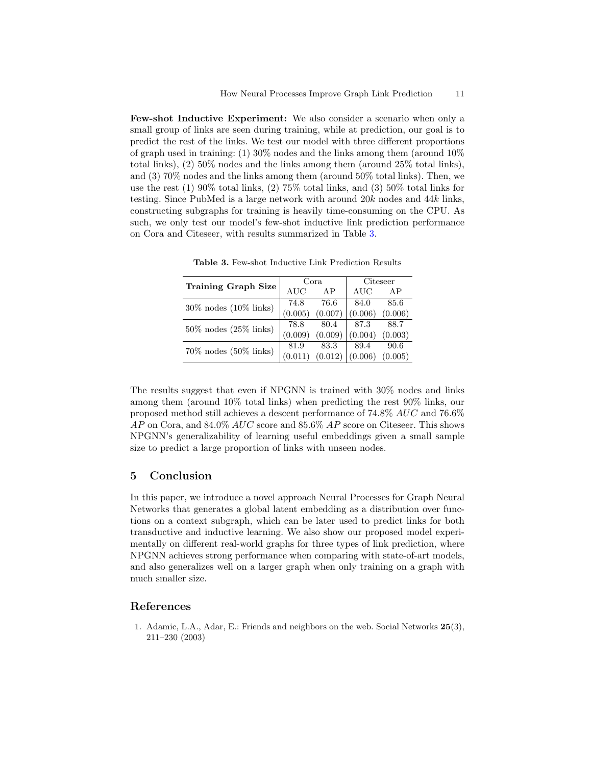**Few-shot Inductive Experiment:** We also consider a scenario when only a small group of links are seen during training, while at prediction, our goal is to predict the rest of the links. We test our model with three different proportions of graph used in training: (1) 30% nodes and the links among them (around 10% total links), (2) 50% nodes and the links among them (around 25% total links), and (3) 70% nodes and the links among them (around 50% total links). Then, we use the rest (1) 90% total links, (2) 75% total links, and (3) 50% total links for testing. Since PubMed is a large network with around $20k$ nodes and $44k$ links, constructing subgraphs for training is heavily time-consuming on the CPU. As such, we only test our model's few-shot inductive link prediction performance on Cora and Citeseer, with results summarized in Table 3.

**Table 3.** Few-shot Inductive Link Prediction Results

| Training Graph Size | Cora | | Citeseer | |
|---|---|---|---|---|
| | AUC | AP | AUC | AP |
| 30% nodes (10% links) | 74.8 (0.005) | 76.6 (0.007) | 84.0 (0.006) | 85.6 (0.006) |
| 50% nodes (25% links) | 78.8 (0.009) | 80.4 (0.009) | 87.3 (0.004) | 88.7 (0.003) |
| 70% nodes (50% links) | 81.9 (0.011) | 83.3 (0.012) | 89.4 (0.006) | 90.6 (0.005) |

The results suggest that even if NPGNN is trained with 30% nodes and links among them (around 10% total links) when predicting the rest 90% links, our proposed method still achieves a descent performance of 74.8% *AUC* and 76.6% *AP* on Cora, and 84.0% *AUC* score and 85.6% *AP* score on Citeseer. This shows NPGNN's generalizability of learning useful embeddings given a small sample size to predict a large proportion of links with unseen nodes.

## 5 Conclusion

In this paper, we introduce a novel approach Neural Processes for Graph Neural Networks that generates a global latent embedding as a distribution over functions on a context subgraph, which can be later used to predict links for both transductive and inductive learning. We also show our proposed model experimentally on different real-world graphs for three types of link prediction, where NPGNN achieves strong performance when comparing with state-of-art models, and also generalizes well on a larger graph when only training on a graph with much smaller size.

## References

1. Adamic, L.A., Adar, E.: Friends and neighbors on the web. Social Networks **25**(3), 211–230 (2003)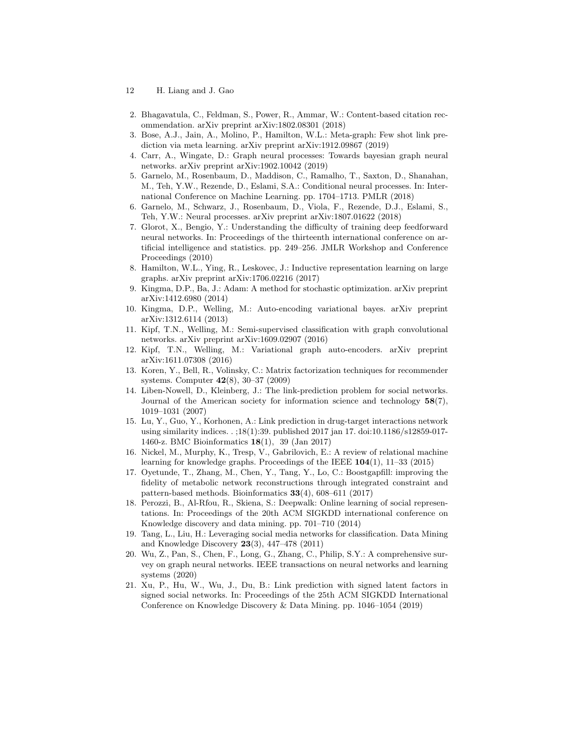2. Bhagavatula, C., Feldman, S., Power, R., Ammar, W.: Content-based citation recommendation. arXiv preprint arXiv:1802.08301 (2018)
3. Bose, A.J., Jain, A., Molino, P., Hamilton, W.L.: Meta-graph: Few shot link prediction via meta learning. arXiv preprint arXiv:1912.09867 (2019)
4. Carr, A., Wingate, D.: Graph neural processes: Towards bayesian graph neural networks. arXiv preprint arXiv:1902.10042 (2019)
5. Garnelo, M., Rosenbaum, D., Maddison, C., Ramalho, T., Saxton, D., Shanahan, M., Teh, Y.W., Rezende, D., Eslami, S.A.: Conditional neural processes. In: International Conference on Machine Learning. pp. 1704–1713. PMLR (2018)
6. Garnelo, M., Schwarz, J., Rosenbaum, D., Viola, F., Rezende, D.J., Eslami, S., Teh, Y.W.: Neural processes. arXiv preprint arXiv:1807.01622 (2018)
7. Glorot, X., Bengio, Y.: Understanding the difficulty of training deep feedforward neural networks. In: Proceedings of the thirteenth international conference on artificial intelligence and statistics. pp. 249–256. JMLR Workshop and Conference Proceedings (2010)
8. Hamilton, W.L., Ying, R., Leskovec, J.: Inductive representation learning on large graphs. arXiv preprint arXiv:1706.02216 (2017)
9. Kingma, D.P., Ba, J.: Adam: A method for stochastic optimization. arXiv preprint arXiv:1412.6980 (2014)
10. Kingma, D.P., Welling, M.: Auto-encoding variational bayes. arXiv preprint arXiv:1312.6114 (2013)
11. Kipf, T.N., Welling, M.: Semi-supervised classification with graph convolutional networks. arXiv preprint arXiv:1609.02907 (2016)
12. Kipf, T.N., Welling, M.: Variational graph auto-encoders. arXiv preprint arXiv:1611.07308 (2016)
13. Koren, Y., Bell, R., Volinsky, C.: Matrix factorization techniques for recommender systems. Computer **42**(8), 30–37 (2009)
14. Liben-Nowell, D., Kleinberg, J.: The link-prediction problem for social networks. Journal of the American society for information science and technology **58**(7), 1019–1031 (2007)
15. Lu, Y., Guo, Y., Korhonen, A.: Link prediction in drug-target interactions network using similarity indices. . ;18(1):39. published 2017 jan 17. doi:10.1186/s12859-017-1460-z. BMC Bioinformatics **18**(1), 39 (Jan 2017)
16. Nickel, M., Murphy, K., Tresp, V., Gabrilovich, E.: A review of relational machine learning for knowledge graphs. Proceedings of the IEEE **104**(1), 11–33 (2015)
17. Oyetunde, T., Zhang, M., Chen, Y., Tang, Y., Lo, C.: Boostgapfill: improving the fidelity of metabolic network reconstructions through integrated constraint and pattern-based methods. Bioinformatics **33**(4), 608–611 (2017)
18. Perozzi, B., Al-Rfou, R., Skiena, S.: Deepwalk: Online learning of social representations. In: Proceedings of the 20th ACM SIGKDD international conference on Knowledge discovery and data mining. pp. 701–710 (2014)
19. Tang, L., Liu, H.: Leveraging social media networks for classification. Data Mining and Knowledge Discovery **23**(3), 447–478 (2011)
20. Wu, Z., Pan, S., Chen, F., Long, G., Zhang, C., Philip, S.Y.: A comprehensive survey on graph neural networks. IEEE transactions on neural networks and learning systems (2020)
21. Xu, P., Hu, W., Wu, J., Du, B.: Link prediction with signed latent factors in signed social networks. In: Proceedings of the 25th ACM SIGKDD International Conference on Knowledge Discovery & Data Mining. pp. 1046–1054 (2019)